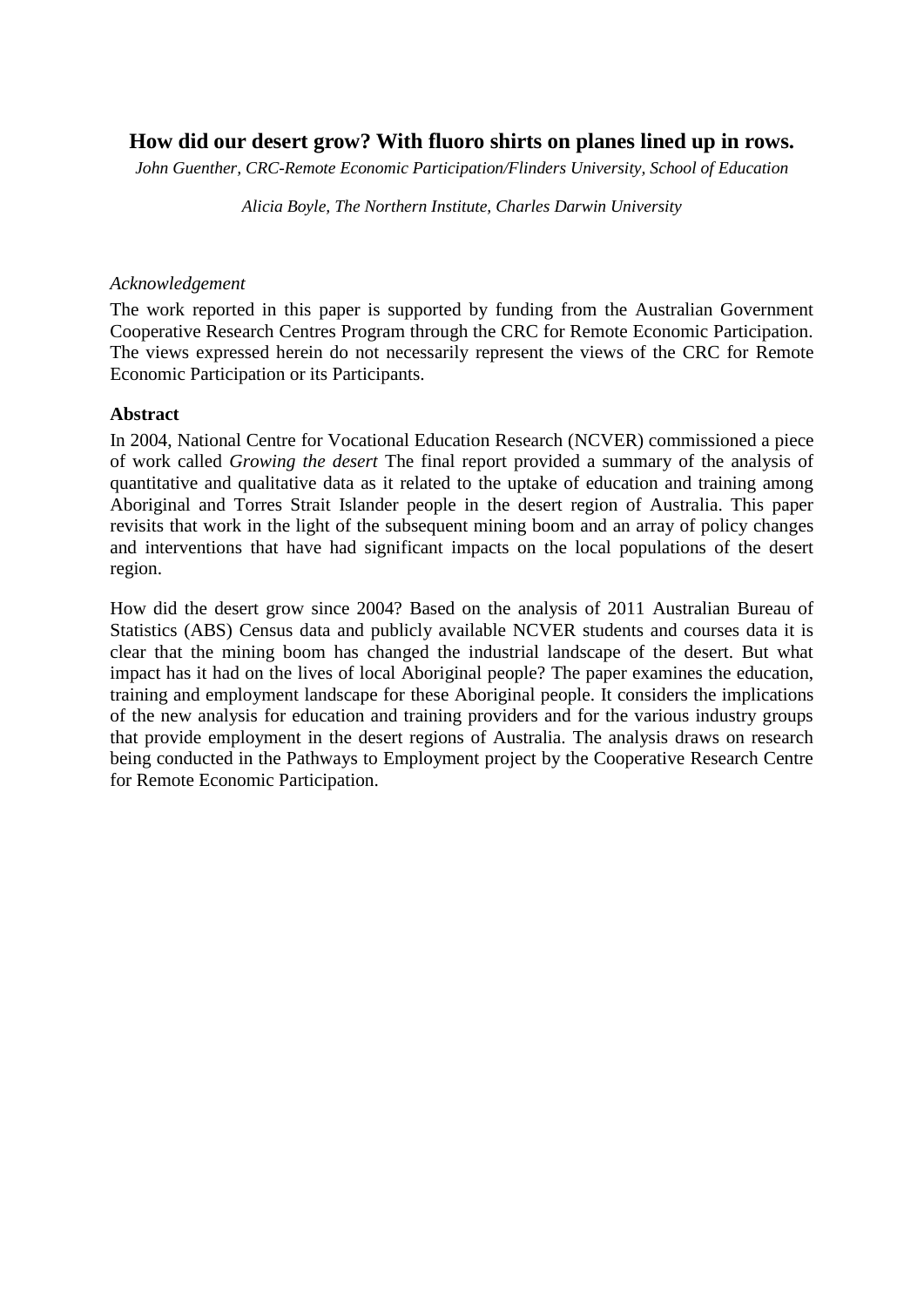# How did our desert grow? With fluoro shirts on planes lined up in rows.

*John Guenther, CRC-Remote Economic Participation/Flinders University, School of Education*

*Alicia Boyle, The Northern Institute, Charles Darwin University*

*Acknowledgement*

The work reported in this paper is supported by funding from the Australian Government Cooperative Research Centres Program through the CRC for Remote Economic Participation. The views expressed herein do not necessarily represent the views of the CRC for Remote Economic Participation or its Participants.

## Abstract

In 2004, National Centre for Vocational Education Research (NCVER) commissioned a piece of work called *Growing the desert* The final report provided a summary of the analysis of quantitative and qualitative data as it related to the uptake of education and training among Aboriginal and Torres Strait Islander people in the desert region of Australia. This paper revisits that work in the light of the subsequent mining boom and an array of policy changes and interventions that have had significant impacts on the local populations of the desert region.

How did the desert grow since 2004? Based on the analysis of 2011 Australian Bureau of Statistics (ABS) Census data and publicly available NCVER students and courses data it is clear that the mining boom has changed the industrial landscape of the desert. But what impact has it had on the lives of local Aboriginal people? The paper examines the education, training and employment landscape for these Aboriginal people. It considers the implications of the new analysis for education and training providers and for the various industry groups that provide employment in the desert regions of Australia. The analysis draws on research being conducted in the Pathways to Employment project by the Cooperative Research Centre for Remote Economic Participation.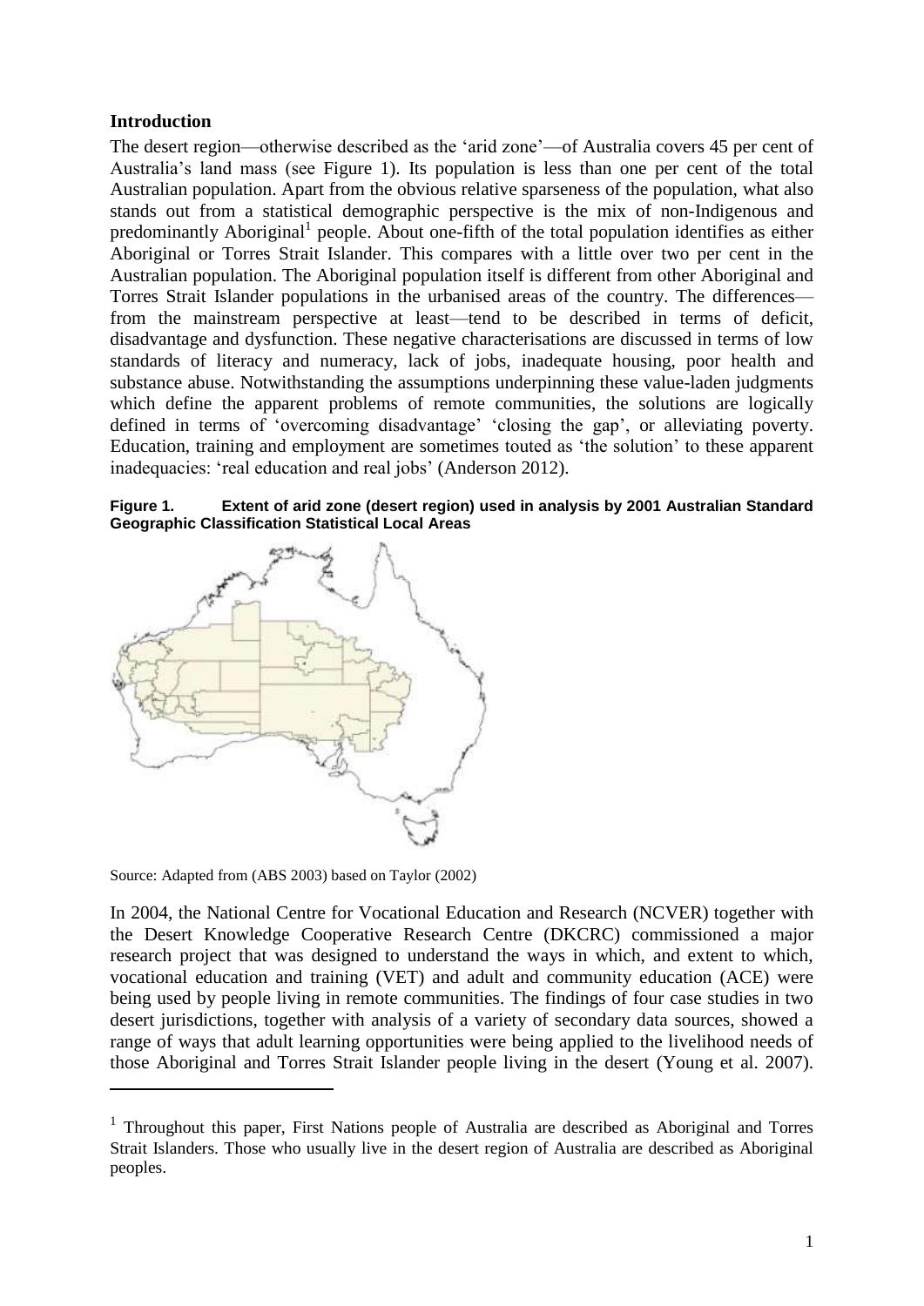## Introduction

The desert region—otherwise described as the 'arid zone'—of Australia covers 45 per cent of Australia's land mass (see Figure 1). Its population is less than one per cent of the total Australian population. Apart from the obvious relative sparseness of the population, what also stands out from a statistical demographic perspective is the mix of non-Indigenous and predominantly Aboriginal[1] people. About one-fifth of the total population identifies as either Aboriginal or Torres Strait Islander. This compares with a little over two per cent in the Australian population. The Aboriginal population itself is different from other Aboriginal and Torres Strait Islander populations in the urbanised areas of the country. The differences—from the mainstream perspective at least—tend to be described in terms of deficit, disadvantage and dysfunction. These negative characterisations are discussed in terms of low standards of literacy and numeracy, lack of jobs, inadequate housing, poor health and substance abuse. Notwithstanding the assumptions underpinning these value-laden judgments which define the apparent problems of remote communities, the solutions are logically defined in terms of 'overcoming disadvantage' 'closing the gap', or alleviating poverty. Education, training and employment are sometimes touted as 'the solution' to these apparent inadequacies: 'real education and real jobs' (Anderson 2012).

**Figure 1. Extent of arid zone (desert region) used in analysis by 2001 Australian Standard Geographic Classification Statistical Local Areas**

Source: Adapted from (ABS 2003) based on Taylor (2002)

In 2004, the National Centre for Vocational Education and Research (NCVER) together with the Desert Knowledge Cooperative Research Centre (DKCRC) commissioned a major research project that was designed to understand the ways in which, and extent to which, vocational education and training (VET) and adult and community education (ACE) were being used by people living in remote communities. The findings of four case studies in two desert jurisdictions, together with analysis of a variety of secondary data sources, showed a range of ways that adult learning opportunities were being applied to the livelihood needs of those Aboriginal and Torres Strait Islander people living in the desert (Young et al. 2007).

[1] Throughout this paper, First Nations people of Australia are described as Aboriginal and Torres Strait Islanders. Those who usually live in the desert region of Australia are described as Aboriginal peoples.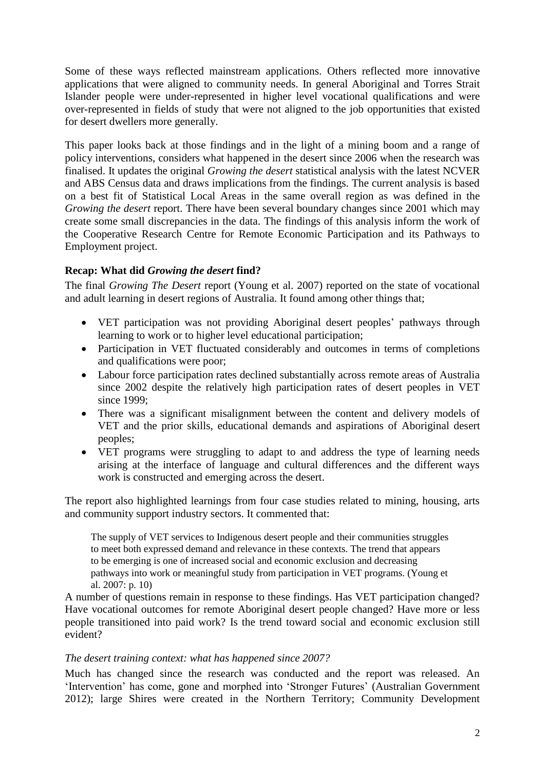Some of these ways reflected mainstream applications. Others reflected more innovative applications that were aligned to community needs. In general Aboriginal and Torres Strait Islander people were under-represented in higher level vocational qualifications and were over-represented in fields of study that were not aligned to the job opportunities that existed for desert dwellers more generally.

This paper looks back at those findings and in the light of a mining boom and a range of policy interventions, considers what happened in the desert since 2006 when the research was finalised. It updates the original *Growing the desert* statistical analysis with the latest NCVER and ABS Census data and draws implications from the findings. The current analysis is based on a best fit of Statistical Local Areas in the same overall region as was defined in the *Growing the desert* report. There have been several boundary changes since 2001 which may create some small discrepancies in the data. The findings of this analysis inform the work of the Cooperative Research Centre for Remote Economic Participation and its Pathways to Employment project.

### Recap: What did *Growing the desert* find?

The final *Growing The Desert* report (Young et al. 2007) reported on the state of vocational and adult learning in desert regions of Australia. It found among other things that;

- VET participation was not providing Aboriginal desert peoples' pathways through learning to work or to higher level educational participation;
- Participation in VET fluctuated considerably and outcomes in terms of completions and qualifications were poor;
- Labour force participation rates declined substantially across remote areas of Australia since 2002 despite the relatively high participation rates of desert peoples in VET since 1999;
- There was a significant misalignment between the content and delivery models of VET and the prior skills, educational demands and aspirations of Aboriginal desert peoples;
- VET programs were struggling to adapt to and address the type of learning needs arising at the interface of language and cultural differences and the different ways work is constructed and emerging across the desert.

The report also highlighted learnings from four case studies related to mining, housing, arts and community support industry sectors. It commented that:

> The supply of VET services to Indigenous desert people and their communities struggles to meet both expressed demand and relevance in these contexts. The trend that appears to be emerging is one of increased social and economic exclusion and decreasing pathways into work or meaningful study from participation in VET programs. (Young et al. 2007: p. 10)

A number of questions remain in response to these findings. Has VET participation changed? Have vocational outcomes for remote Aboriginal desert people changed? Have more or less people transitioned into paid work? Is the trend toward social and economic exclusion still evident?

#### *The desert training context: what has happened since 2007?*

Much has changed since the research was conducted and the report was released. An 'Intervention' has come, gone and morphed into 'Stronger Futures' (Australian Government 2012); large Shires were created in the Northern Territory; Community Development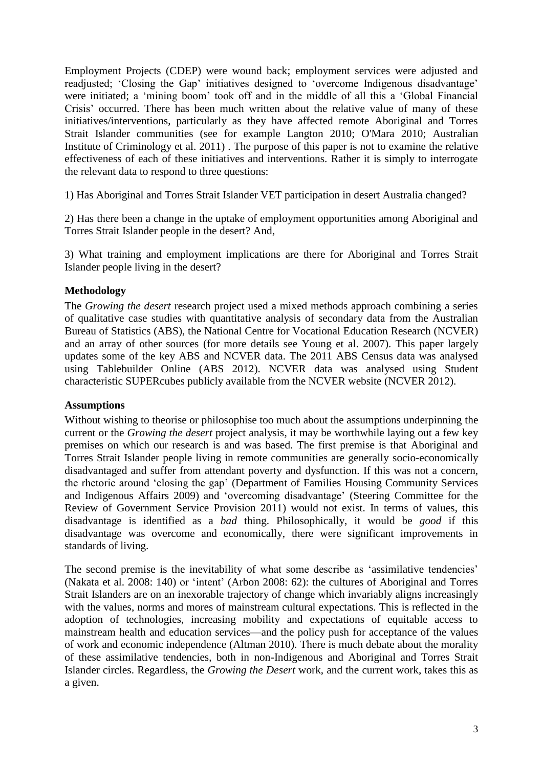Employment Projects (CDEP) were wound back; employment services were adjusted and readjusted; 'Closing the Gap' initiatives designed to 'overcome Indigenous disadvantage' were initiated; a 'mining boom' took off and in the middle of all this a 'Global Financial Crisis' occurred. There has been much written about the relative value of many of these initiatives/interventions, particularly as they have affected remote Aboriginal and Torres Strait Islander communities (see for example Langton 2010; O'Mara 2010; Australian Institute of Criminology et al. 2011) . The purpose of this paper is not to examine the relative effectiveness of each of these initiatives and interventions. Rather it is simply to interrogate the relevant data to respond to three questions:

1) Has Aboriginal and Torres Strait Islander VET participation in desert Australia changed?

2) Has there been a change in the uptake of employment opportunities among Aboriginal and Torres Strait Islander people in the desert? And,

3) What training and employment implications are there for Aboriginal and Torres Strait Islander people living in the desert?

## Methodology

The *Growing the desert* research project used a mixed methods approach combining a series of qualitative case studies with quantitative analysis of secondary data from the Australian Bureau of Statistics (ABS), the National Centre for Vocational Education Research (NCVER) and an array of other sources (for more details see Young et al. 2007). This paper largely updates some of the key ABS and NCVER data. The 2011 ABS Census data was analysed using Tablebuilder Online (ABS 2012). NCVER data was analysed using Student characteristic SUPERcubes publicly available from the NCVER website (NCVER 2012).

## Assumptions

Without wishing to theorise or philosophise too much about the assumptions underpinning the current or the *Growing the desert* project analysis, it may be worthwhile laying out a few key premises on which our research is and was based. The first premise is that Aboriginal and Torres Strait Islander people living in remote communities are generally socio-economically disadvantaged and suffer from attendant poverty and dysfunction. If this was not a concern, the rhetoric around 'closing the gap' (Department of Families Housing Community Services and Indigenous Affairs 2009) and 'overcoming disadvantage' (Steering Committee for the Review of Government Service Provision 2011) would not exist. In terms of values, this disadvantage is identified as a *bad* thing. Philosophically, it would be *good* if this disadvantage was overcome and economically, there were significant improvements in standards of living.

The second premise is the inevitability of what some describe as 'assimilative tendencies' (Nakata et al. 2008: 140) or 'intent' (Arbon 2008: 62): the cultures of Aboriginal and Torres Strait Islanders are on an inexorable trajectory of change which invariably aligns increasingly with the values, norms and mores of mainstream cultural expectations. This is reflected in the adoption of technologies, increasing mobility and expectations of equitable access to mainstream health and education services—and the policy push for acceptance of the values of work and economic independence (Altman 2010). There is much debate about the morality of these assimilative tendencies, both in non-Indigenous and Aboriginal and Torres Strait Islander circles. Regardless, the *Growing the Desert* work, and the current work, takes this as a given.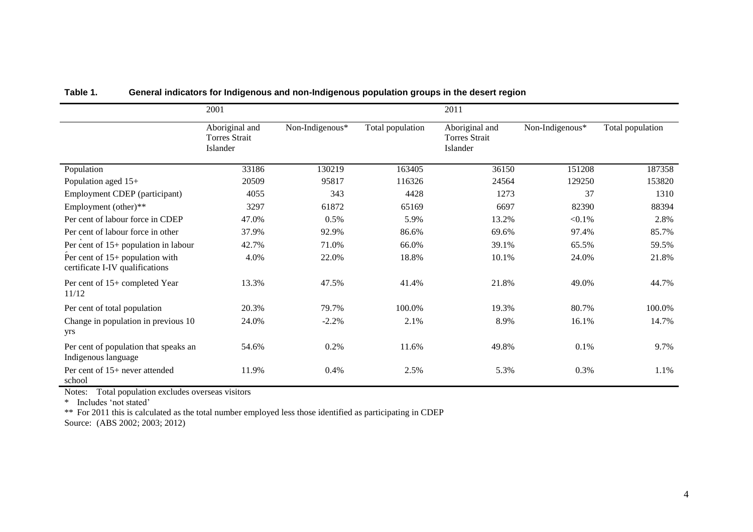**Table 1. General indicators for Indigenous and non-Indigenous population groups in the desert region**

| | 2001 | | | 2011 | | |
|---|---|---|---|---|---|---|
| | Aboriginal and Torres Strait Islander | Non-Indigenous* | Total population | Aboriginal and Torres Strait Islander | Non-Indigenous* | Total population |
| Population | 33186 | 130219 | 163405 | 36150 | 151208 | 187358 |
| Population aged 15+ | 20509 | 95817 | 116326 | 24564 | 129250 | 153820 |
| Employment CDEP (participant) | 4055 | 343 | 4428 | 1273 | 37 | 1310 |
| Employment (other)** | 3297 | 61872 | 65169 | 6697 | 82390 | 88394 |
| Per cent of labour force in CDEP | 47.0% | 0.5% | 5.9% | 13.2% | <0.1% | 2.8% |
| Per cent of labour force in other | 37.9% | 92.9% | 86.6% | 69.6% | 97.4% | 85.7% |
| Per cent of 15+ population in labour | 42.7% | 71.0% | 66.0% | 39.1% | 65.5% | 59.5% |
| Per cent of 15+ population with certificate I-IV qualifications | 4.0% | 22.0% | 18.8% | 10.1% | 24.0% | 21.8% |
| Per cent of 15+ completed Year 11/12 | 13.3% | 47.5% | 41.4% | 21.8% | 49.0% | 44.7% |
| Per cent of total population | 20.3% | 79.7% | 100.0% | 19.3% | 80.7% | 100.0% |
| Change in population in previous 10 yrs | 24.0% | -2.2% | 2.1% | 8.9% | 16.1% | 14.7% |
| Per cent of population that speaks an Indigenous language | 54.6% | 0.2% | 11.6% | 49.8% | 0.1% | 9.7% |
| Per cent of 15+ never attended school | 11.9% | 0.4% | 2.5% | 5.3% | 0.3% | 1.1% |

Notes: Total population excludes overseas visitors

* Includes 'not stated'

** For 2011 this is calculated as the total number employed less those identified as participating in CDEP

Source: (ABS 2002; 2003; 2012)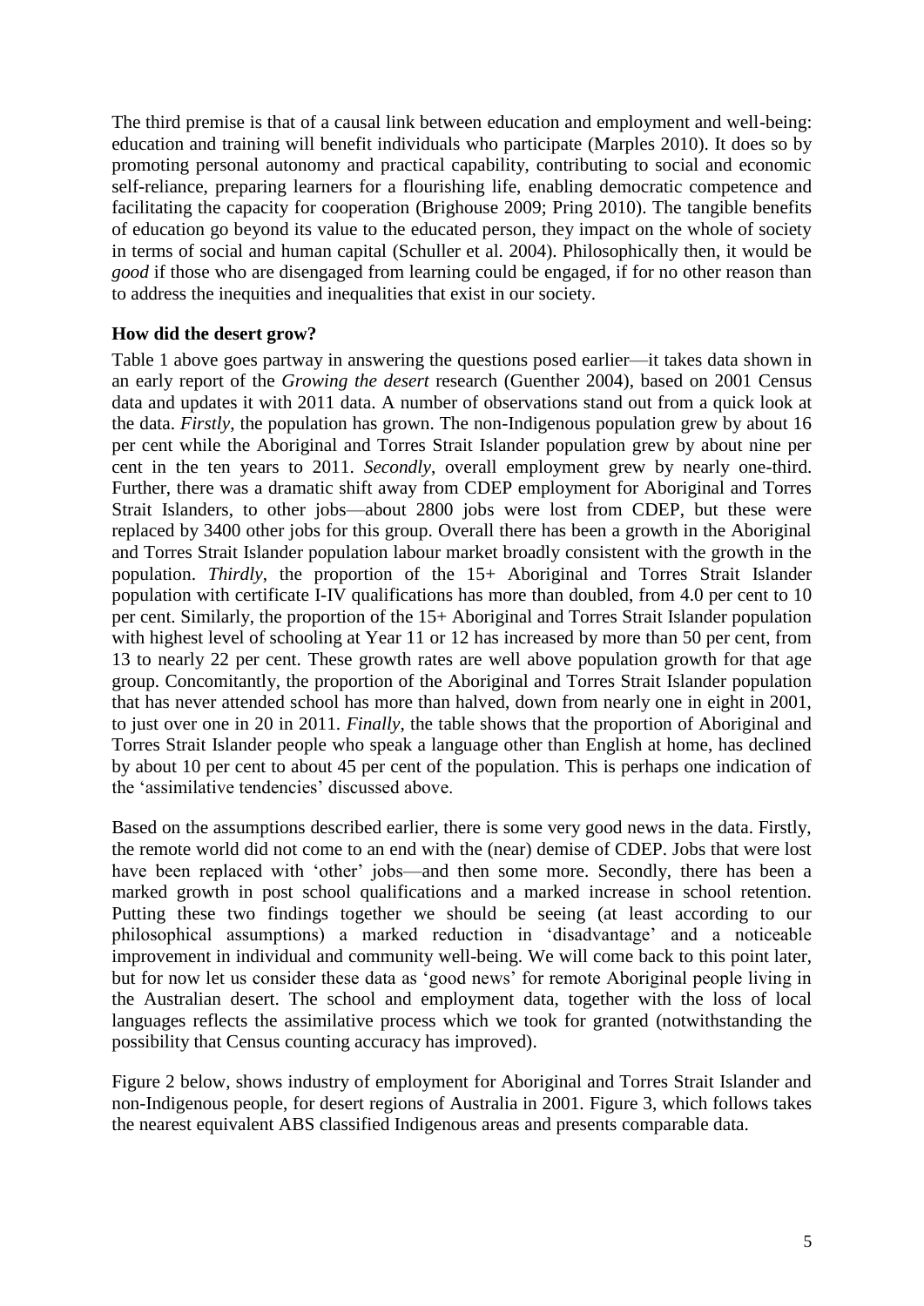The third premise is that of a causal link between education and employment and well-being: education and training will benefit individuals who participate (Marples 2010). It does so by promoting personal autonomy and practical capability, contributing to social and economic self-reliance, preparing learners for a flourishing life, enabling democratic competence and facilitating the capacity for cooperation (Brighouse 2009; Pring 2010). The tangible benefits of education go beyond its value to the educated person, they impact on the whole of society in terms of social and human capital (Schuller et al. 2004). Philosophically then, it would be *good* if those who are disengaged from learning could be engaged, if for no other reason than to address the inequities and inequalities that exist in our society.

### How did the desert grow?

Table 1 above goes partway in answering the questions posed earlier—it takes data shown in an early report of the *Growing the desert* research (Guenther 2004), based on 2001 Census data and updates it with 2011 data. A number of observations stand out from a quick look at the data. *Firstly*, the population has grown. The non-Indigenous population grew by about 16 per cent while the Aboriginal and Torres Strait Islander population grew by about nine per cent in the ten years to 2011. *Secondly*, overall employment grew by nearly one-third. Further, there was a dramatic shift away from CDEP employment for Aboriginal and Torres Strait Islanders, to other jobs—about 2800 jobs were lost from CDEP, but these were replaced by 3400 other jobs for this group. Overall there has been a growth in the Aboriginal and Torres Strait Islander population labour market broadly consistent with the growth in the population. *Thirdly*, the proportion of the 15+ Aboriginal and Torres Strait Islander population with certificate I-IV qualifications has more than doubled, from 4.0 per cent to 10 per cent. Similarly, the proportion of the 15+ Aboriginal and Torres Strait Islander population with highest level of schooling at Year 11 or 12 has increased by more than 50 per cent, from 13 to nearly 22 per cent. These growth rates are well above population growth for that age group. Concomitantly, the proportion of the Aboriginal and Torres Strait Islander population that has never attended school has more than halved, down from nearly one in eight in 2001, to just over one in 20 in 2011. *Finally*, the table shows that the proportion of Aboriginal and Torres Strait Islander people who speak a language other than English at home, has declined by about 10 per cent to about 45 per cent of the population. This is perhaps one indication of the 'assimilative tendencies' discussed above.

Based on the assumptions described earlier, there is some very good news in the data. Firstly, the remote world did not come to an end with the (near) demise of CDEP. Jobs that were lost have been replaced with 'other' jobs—and then some more. Secondly, there has been a marked growth in post school qualifications and a marked increase in school retention. Putting these two findings together we should be seeing (at least according to our philosophical assumptions) a marked reduction in 'disadvantage' and a noticeable improvement in individual and community well-being. We will come back to this point later, but for now let us consider these data as 'good news' for remote Aboriginal people living in the Australian desert. The school and employment data, together with the loss of local languages reflects the assimilative process which we took for granted (notwithstanding the possibility that Census counting accuracy has improved).

Figure 2 below, shows industry of employment for Aboriginal and Torres Strait Islander and non-Indigenous people, for desert regions of Australia in 2001. Figure 3, which follows takes the nearest equivalent ABS classified Indigenous areas and presents comparable data.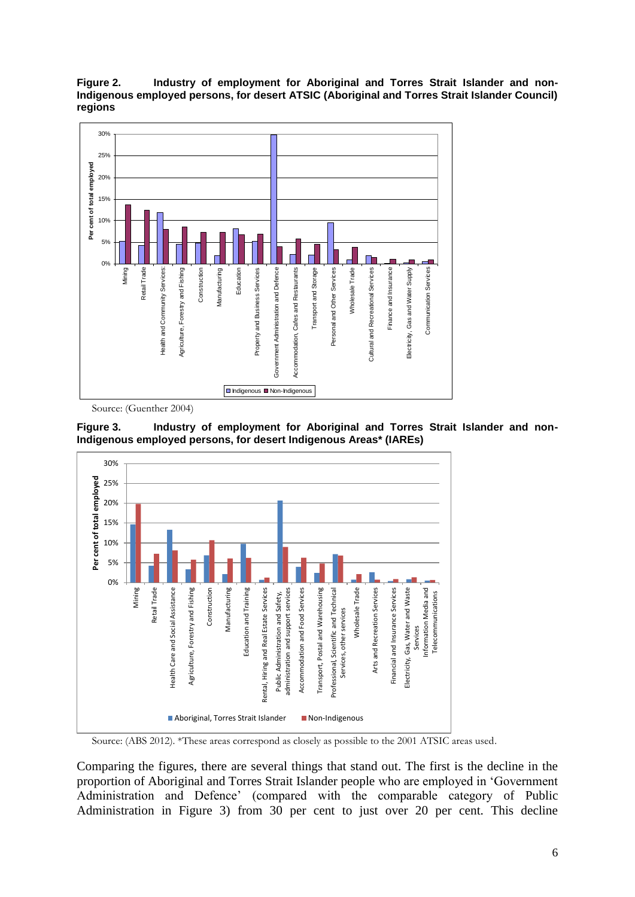**Figure 2. Industry of employment for Aboriginal and Torres Strait Islander and non-Indigenous employed persons, for desert ATSIC (Aboriginal and Torres Strait Islander Council) regions**

Source: (Guenther 2004)

**Figure 3. Industry of employment for Aboriginal and Torres Strait Islander and non-Indigenous employed persons, for desert Indigenous Areas* (IAREs)**

Source: (ABS 2012). *These areas correspond as closely as possible to the 2001 ATSIC areas used.

Comparing the figures, there are several things that stand out. The first is the decline in the proportion of Aboriginal and Torres Strait Islander people who are employed in 'Government Administration and Defence' (compared with the comparable category of Public Administration in Figure 3) from 30 per cent to just over 20 per cent. This decline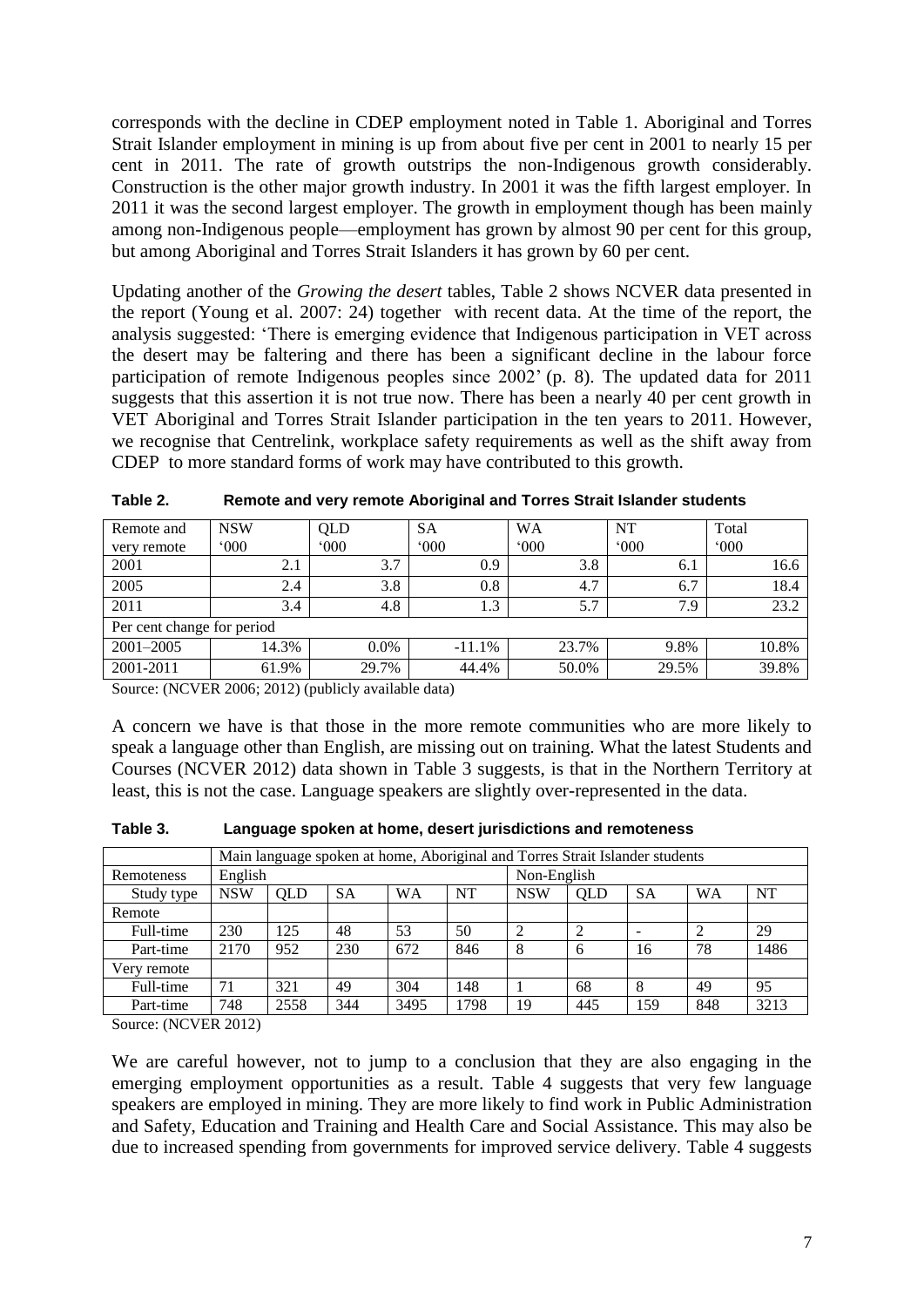corresponds with the decline in CDEP employment noted in Table 1. Aboriginal and Torres Strait Islander employment in mining is up from about five per cent in 2001 to nearly 15 per cent in 2011. The rate of growth outstrips the non-Indigenous growth considerably. Construction is the other major growth industry. In 2001 it was the fifth largest employer. In 2011 it was the second largest employer. The growth in employment though has been mainly among non-Indigenous people—employment has grown by almost 90 per cent for this group, but among Aboriginal and Torres Strait Islanders it has grown by 60 per cent.

Updating another of the *Growing the desert* tables, Table 2 shows NCVER data presented in the report (Young et al. 2007: 24) together with recent data. At the time of the report, the analysis suggested: 'There is emerging evidence that Indigenous participation in VET across the desert may be faltering and there has been a significant decline in the labour force participation of remote Indigenous peoples since 2002' (p. 8). The updated data for 2011 suggests that this assertion it is not true now. There has been a nearly 40 per cent growth in VET Aboriginal and Torres Strait Islander participation in the ten years to 2011. However, we recognise that Centrelink, workplace safety requirements as well as the shift away from CDEP to more standard forms of work may have contributed to this growth.

**Table 2. Remote and very remote Aboriginal and Torres Strait Islander students**

| Remote and very remote | NSW '000 | QLD '000 | SA '000 | WA '000 | NT '000 | Total '000 |
|---|---|---|---|---|---|---|
| 2001 | 2.1 | 3.7 | 0.9 | 3.8 | 6.1 | 16.6 |
| 2005 | 2.4 | 3.8 | 0.8 | 4.7 | 6.7 | 18.4 |
| 2011 | 3.4 | 4.8 | 1.3 | 5.7 | 7.9 | 23.2 |
| Per cent change for period | | | | | | |
| 2001–2005 | 14.3% | 0.0% | -11.1% | 23.7% | 9.8% | 10.8% |
| 2001-2011 | 61.9% | 29.7% | 44.4% | 50.0% | 29.5% | 39.8% |

Source: (NCVER 2006; 2012) (publicly available data)

A concern we have is that those in the more remote communities who are more likely to speak a language other than English, are missing out on training. What the latest Students and Courses (NCVER 2012) data shown in Table 3 suggests, is that in the Northern Territory at least, this is not the case. Language speakers are slightly over-represented in the data.

**Table 3. Language spoken at home, desert jurisdictions and remoteness**

| | Main language spoken at home, Aboriginal and Torres Strait Islander students | | | | | | | | | |
|---|---|---|---|---|---|---|---|---|---|---|
| Remoteness | English | | | | | Non-English | | | | |
| Study type | NSW | QLD | SA | WA | NT | NSW | QLD | SA | WA | NT |
| Remote | | | | | | | | | | |
| Full-time | 230 | 125 | 48 | 53 | 50 | 2 | 2 | - | 2 | 29 |
| Part-time | 2170 | 952 | 230 | 672 | 846 | 8 | 6 | 16 | 78 | 1486 |
| Very remote | | | | | | | | | | |
| Full-time | 71 | 321 | 49 | 304 | 148 | 1 | 68 | 8 | 49 | 95 |
| Part-time | 748 | 2558 | 344 | 3495 | 1798 | 19 | 445 | 159 | 848 | 3213 |

Source: (NCVER 2012)

We are careful however, not to jump to a conclusion that they are also engaging in the emerging employment opportunities as a result. Table 4 suggests that very few language speakers are employed in mining. They are more likely to find work in Public Administration and Safety, Education and Training and Health Care and Social Assistance. This may also be due to increased spending from governments for improved service delivery. Table 4 suggests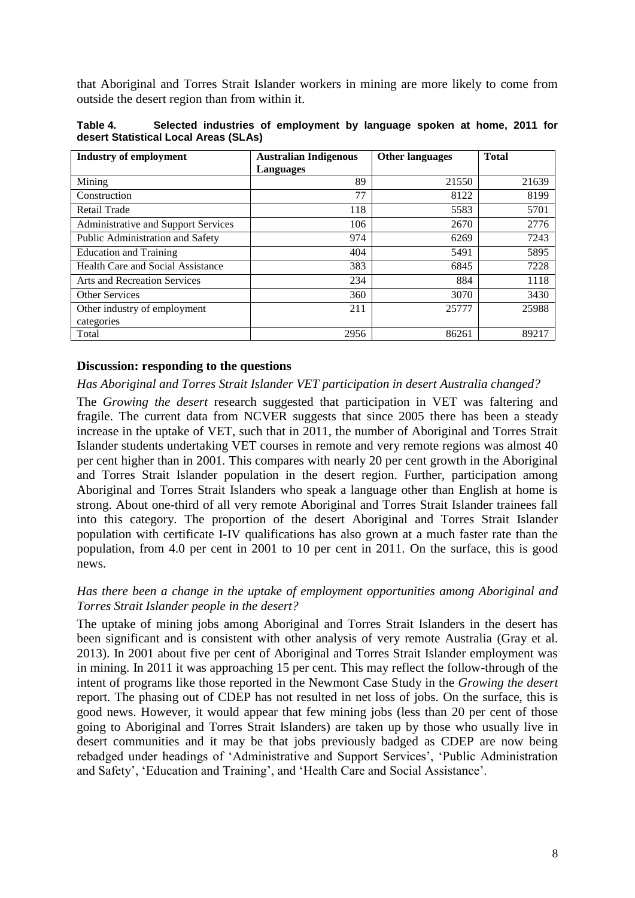that Aboriginal and Torres Strait Islander workers in mining are more likely to come from outside the desert region than from within it.

**Table 4. Selected industries of employment by language spoken at home, 2011 for desert Statistical Local Areas (SLAs)**

| Industry of employment | Australian Indigenous Languages | Other languages | Total |
|---|---|---|---|
| Mining | 89 | 21550 | 21639 |
| Construction | 77 | 8122 | 8199 |
| Retail Trade | 118 | 5583 | 5701 |
| Administrative and Support Services | 106 | 2670 | 2776 |
| Public Administration and Safety | 974 | 6269 | 7243 |
| Education and Training | 404 | 5491 | 5895 |
| Health Care and Social Assistance | 383 | 6845 | 7228 |
| Arts and Recreation Services | 234 | 884 | 1118 |
| Other Services | 360 | 3070 | 3430 |
| Other industry of employment categories | 211 | 25777 | 25988 |
| Total | 2956 | 86261 | 89217 |

### Discussion: responding to the questions

*Has Aboriginal and Torres Strait Islander VET participation in desert Australia changed?*

The *Growing the desert* research suggested that participation in VET was faltering and fragile. The current data from NCVER suggests that since 2005 there has been a steady increase in the uptake of VET, such that in 2011, the number of Aboriginal and Torres Strait Islander students undertaking VET courses in remote and very remote regions was almost 40 per cent higher than in 2001. This compares with nearly 20 per cent growth in the Aboriginal and Torres Strait Islander population in the desert region. Further, participation among Aboriginal and Torres Strait Islanders who speak a language other than English at home is strong. About one-third of all very remote Aboriginal and Torres Strait Islander trainees fall into this category. The proportion of the desert Aboriginal and Torres Strait Islander population with certificate I-IV qualifications has also grown at a much faster rate than the population, from 4.0 per cent in 2001 to 10 per cent in 2011. On the surface, this is good news.

*Has there been a change in the uptake of employment opportunities among Aboriginal and Torres Strait Islander people in the desert?*

The uptake of mining jobs among Aboriginal and Torres Strait Islanders in the desert has been significant and is consistent with other analysis of very remote Australia (Gray et al. 2013). In 2001 about five per cent of Aboriginal and Torres Strait Islander employment was in mining. In 2011 it was approaching 15 per cent. This may reflect the follow-through of the intent of programs like those reported in the Newmont Case Study in the *Growing the desert* report. The phasing out of CDEP has not resulted in net loss of jobs. On the surface, this is good news. However, it would appear that few mining jobs (less than 20 per cent of those going to Aboriginal and Torres Strait Islanders) are taken up by those who usually live in desert communities and it may be that jobs previously badged as CDEP are now being rebadged under headings of 'Administrative and Support Services', 'Public Administration and Safety', 'Education and Training', and 'Health Care and Social Assistance'.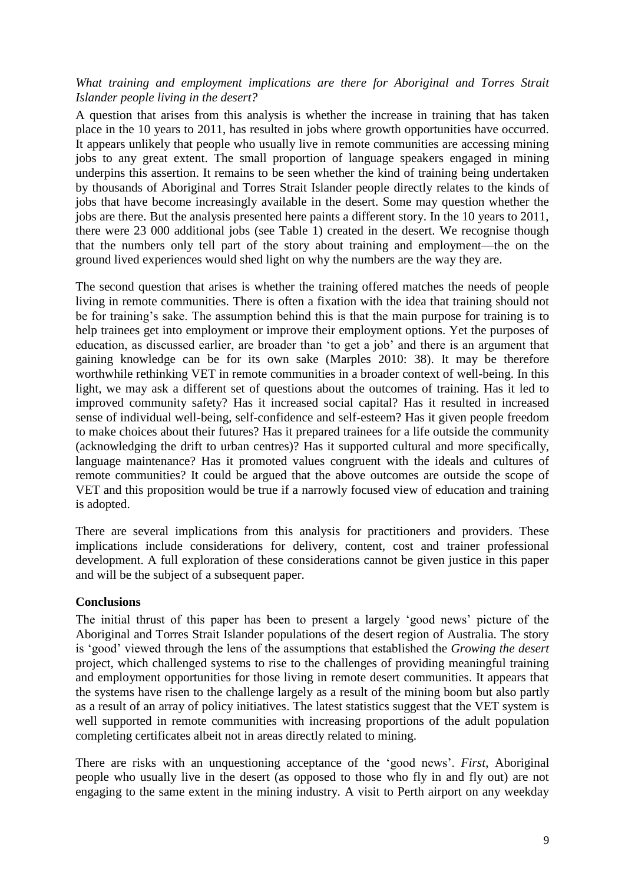*What training and employment implications are there for Aboriginal and Torres Strait Islander people living in the desert?*

A question that arises from this analysis is whether the increase in training that has taken place in the 10 years to 2011, has resulted in jobs where growth opportunities have occurred. It appears unlikely that people who usually live in remote communities are accessing mining jobs to any great extent. The small proportion of language speakers engaged in mining underpins this assertion. It remains to be seen whether the kind of training being undertaken by thousands of Aboriginal and Torres Strait Islander people directly relates to the kinds of jobs that have become increasingly available in the desert. Some may question whether the jobs are there. But the analysis presented here paints a different story. In the 10 years to 2011, there were 23 000 additional jobs (see Table 1) created in the desert. We recognise though that the numbers only tell part of the story about training and employment—the on the ground lived experiences would shed light on why the numbers are the way they are.

The second question that arises is whether the training offered matches the needs of people living in remote communities. There is often a fixation with the idea that training should not be for training's sake. The assumption behind this is that the main purpose for training is to help trainees get into employment or improve their employment options. Yet the purposes of education, as discussed earlier, are broader than 'to get a job' and there is an argument that gaining knowledge can be for its own sake (Marples 2010: 38). It may be therefore worthwhile rethinking VET in remote communities in a broader context of well-being. In this light, we may ask a different set of questions about the outcomes of training. Has it led to improved community safety? Has it increased social capital? Has it resulted in increased sense of individual well-being, self-confidence and self-esteem? Has it given people freedom to make choices about their futures? Has it prepared trainees for a life outside the community (acknowledging the drift to urban centres)? Has it supported cultural and more specifically, language maintenance? Has it promoted values congruent with the ideals and cultures of remote communities? It could be argued that the above outcomes are outside the scope of VET and this proposition would be true if a narrowly focused view of education and training is adopted.

There are several implications from this analysis for practitioners and providers. These implications include considerations for delivery, content, cost and trainer professional development. A full exploration of these considerations cannot be given justice in this paper and will be the subject of a subsequent paper.

**Conclusions**

The initial thrust of this paper has been to present a largely 'good news' picture of the Aboriginal and Torres Strait Islander populations of the desert region of Australia. The story is 'good' viewed through the lens of the assumptions that established the *Growing the desert* project, which challenged systems to rise to the challenges of providing meaningful training and employment opportunities for those living in remote desert communities. It appears that the systems have risen to the challenge largely as a result of the mining boom but also partly as a result of an array of policy initiatives. The latest statistics suggest that the VET system is well supported in remote communities with increasing proportions of the adult population completing certificates albeit not in areas directly related to mining.

There are risks with an unquestioning acceptance of the 'good news'. *First*, Aboriginal people who usually live in the desert (as opposed to those who fly in and fly out) are not engaging to the same extent in the mining industry. A visit to Perth airport on any weekday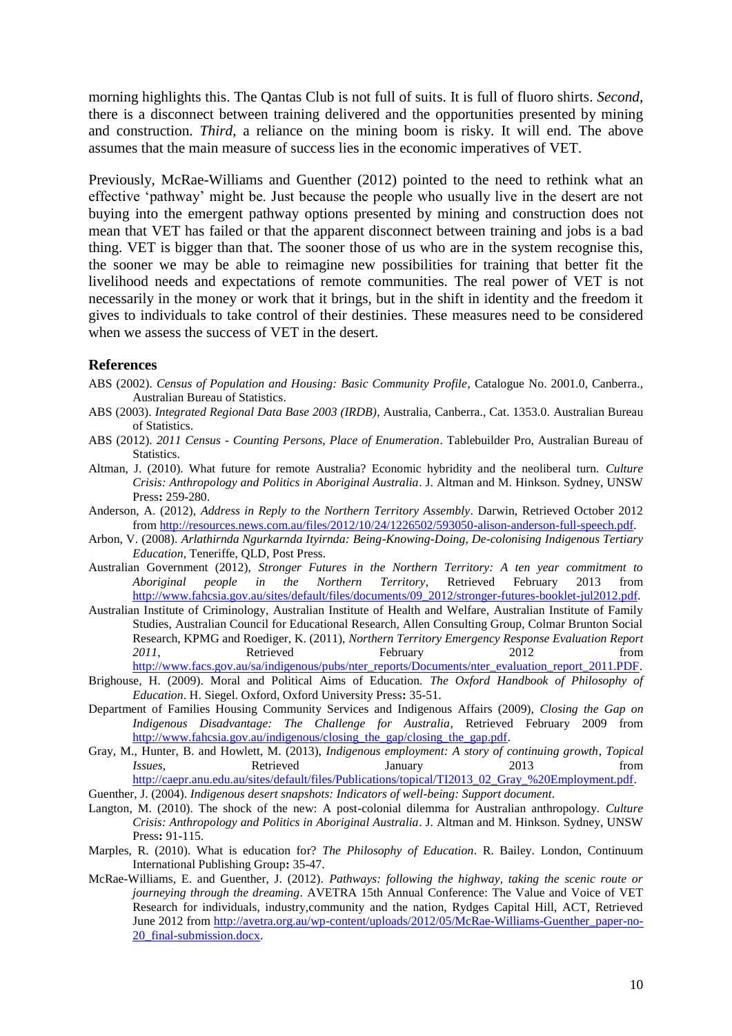morning highlights this. The Qantas Club is not full of suits. It is full of fluoro shirts. *Second*, there is a disconnect between training delivered and the opportunities presented by mining and construction. *Third*, a reliance on the mining boom is risky. It will end. The above assumes that the main measure of success lies in the economic imperatives of VET.

Previously, McRae-Williams and Guenther (2012) pointed to the need to rethink what an effective 'pathway' might be. Just because the people who usually live in the desert are not buying into the emergent pathway options presented by mining and construction does not mean that VET has failed or that the apparent disconnect between training and jobs is a bad thing. VET is bigger than that. The sooner those of us who are in the system recognise this, the sooner we may be able to reimagine new possibilities for training that better fit the livelihood needs and expectations of remote communities. The real power of VET is not necessarily in the money or work that it brings, but in the shift in identity and the freedom it gives to individuals to take control of their destinies. These measures need to be considered when we assess the success of VET in the desert.

## References

ABS (2002). *Census of Population and Housing: Basic Community Profile*, Catalogue No. 2001.0, Canberra., Australian Bureau of Statistics.

ABS (2003). *Integrated Regional Data Base 2003 (IRDB)*, Australia, Canberra., Cat. 1353.0. Australian Bureau of Statistics.

ABS (2012). *2011 Census - Counting Persons, Place of Enumeration*. Tablebuilder Pro, Australian Bureau of Statistics.

Altman, J. (2010). What future for remote Australia? Economic hybridity and the neoliberal turn. *Culture Crisis: Anthropology and Politics in Aboriginal Australia*. J. Altman and M. Hinkson. Sydney, UNSW Press**:** 259-280.

Anderson, A. (2012), *Address in Reply to the Northern Territory Assembly*. Darwin, Retrieved October 2012 from http://resources.news.com.au/files/2012/10/24/1226502/593050-alison-anderson-full-speech.pdf.

Arbon, V. (2008). *Arlathirnda Ngurkarnda Ityirnda: Being-Knowing-Doing, De-colonising Indigenous Tertiary Education*, Teneriffe, QLD, Post Press.

Australian Government (2012), *Stronger Futures in the Northern Territory: A ten year commitment to Aboriginal people in the Northern Territory*, Retrieved February 2013 from http://www.fahcsia.gov.au/sites/default/files/documents/09_2012/stronger-futures-booklet-jul2012.pdf.

Australian Institute of Criminology, Australian Institute of Health and Welfare, Australian Institute of Family Studies, Australian Council for Educational Research, Allen Consulting Group, Colmar Brunton Social Research, KPMG and Roediger, K. (2011), *Northern Territory Emergency Response Evaluation Report 2011*, Retrieved February 2012 from http://www.facs.gov.au/sa/indigenous/pubs/nter_reports/Documents/nter_evaluation_report_2011.PDF.

Brighouse, H. (2009). Moral and Political Aims of Education. *The Oxford Handbook of Philosophy of Education*. H. Siegel. Oxford, Oxford University Press**:** 35-51.

Department of Families Housing Community Services and Indigenous Affairs (2009), *Closing the Gap on Indigenous Disadvantage: The Challenge for Australia*, Retrieved February 2009 from http://www.fahcsia.gov.au/indigenous/closing_the_gap/closing_the_gap.pdf.

Gray, M., Hunter, B. and Howlett, M. (2013), *Indigenous employment: A story of continuing growth*, *Topical Issues*, Retrieved January 2013 from http://caepr.anu.edu.au/sites/default/files/Publications/topical/TI2013_02_Gray_%20Employment.pdf.

Guenther, J. (2004). *Indigenous desert snapshots: Indicators of well-being: Support document*.

Langton, M. (2010). The shock of the new: A post-colonial dilemma for Australian anthropology. *Culture Crisis: Anthropology and Politics in Aboriginal Australia*. J. Altman and M. Hinkson. Sydney, UNSW Press**:** 91-115.

Marples, R. (2010). What is education for? *The Philosophy of Education*. R. Bailey. London, Continuum International Publishing Group**:** 35-47.

McRae-Williams, E. and Guenther, J. (2012). *Pathways: following the highway, taking the scenic route or journeying through the dreaming*. AVETRA 15th Annual Conference: The Value and Voice of VET Research for individuals, industry,community and the nation, Rydges Capital Hill, ACT, Retrieved June 2012 from http://avetra.org.au/wp-content/uploads/2012/05/McRae-Williams-Guenther_paper-no-20_final-submission.docx.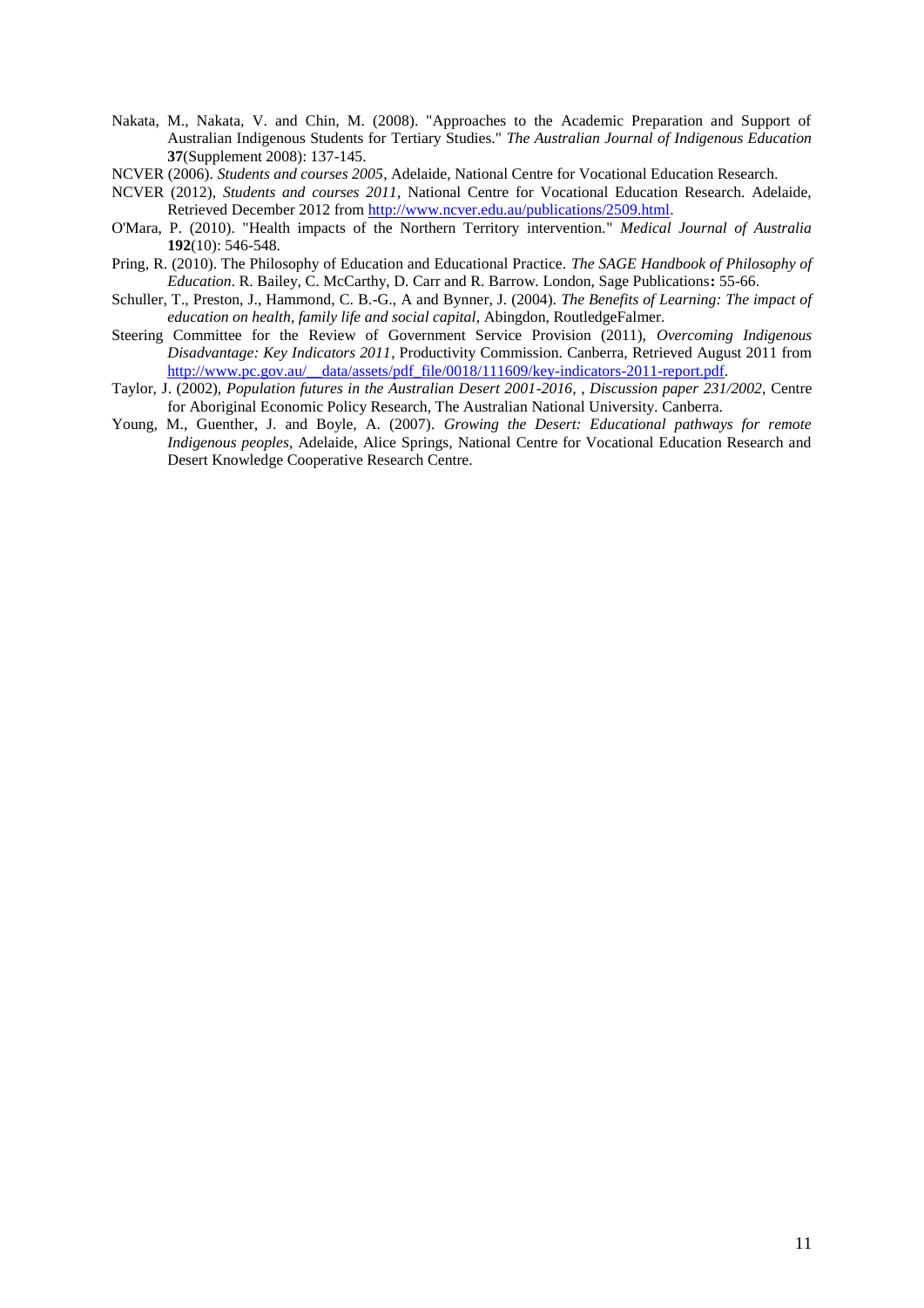Nakata, M., Nakata, V. and Chin, M. (2008). "Approaches to the Academic Preparation and Support of Australian Indigenous Students for Tertiary Studies." *The Australian Journal of Indigenous Education* **37**(Supplement 2008): 137-145.

NCVER (2006). *Students and courses 2005*, Adelaide, National Centre for Vocational Education Research.

NCVER (2012), *Students and courses 2011*, National Centre for Vocational Education Research. Adelaide, Retrieved December 2012 from http://www.ncver.edu.au/publications/2509.html.

O'Mara, P. (2010). "Health impacts of the Northern Territory intervention." *Medical Journal of Australia* **192**(10): 546-548.

Pring, R. (2010). The Philosophy of Education and Educational Practice. *The SAGE Handbook of Philosophy of Education*. R. Bailey, C. McCarthy, D. Carr and R. Barrow. London, Sage Publications**:** 55-66.

Schuller, T., Preston, J., Hammond, C. B.-G., A and Bynner, J. (2004). *The Benefits of Learning: The impact of education on health, family life and social capital*, Abingdon, RoutledgeFalmer.

Steering Committee for the Review of Government Service Provision (2011), *Overcoming Indigenous Disadvantage: Key Indicators 2011*, Productivity Commission. Canberra, Retrieved August 2011 from http://www.pc.gov.au/__data/assets/pdf_file/0018/111609/key-indicators-2011-report.pdf.

Taylor, J. (2002), *Population futures in the Australian Desert 2001-2016*, , *Discussion paper 231/2002*, Centre for Aboriginal Economic Policy Research, The Australian National University. Canberra.

Young, M., Guenther, J. and Boyle, A. (2007). *Growing the Desert: Educational pathways for remote Indigenous peoples*, Adelaide, Alice Springs, National Centre for Vocational Education Research and Desert Knowledge Cooperative Research Centre.